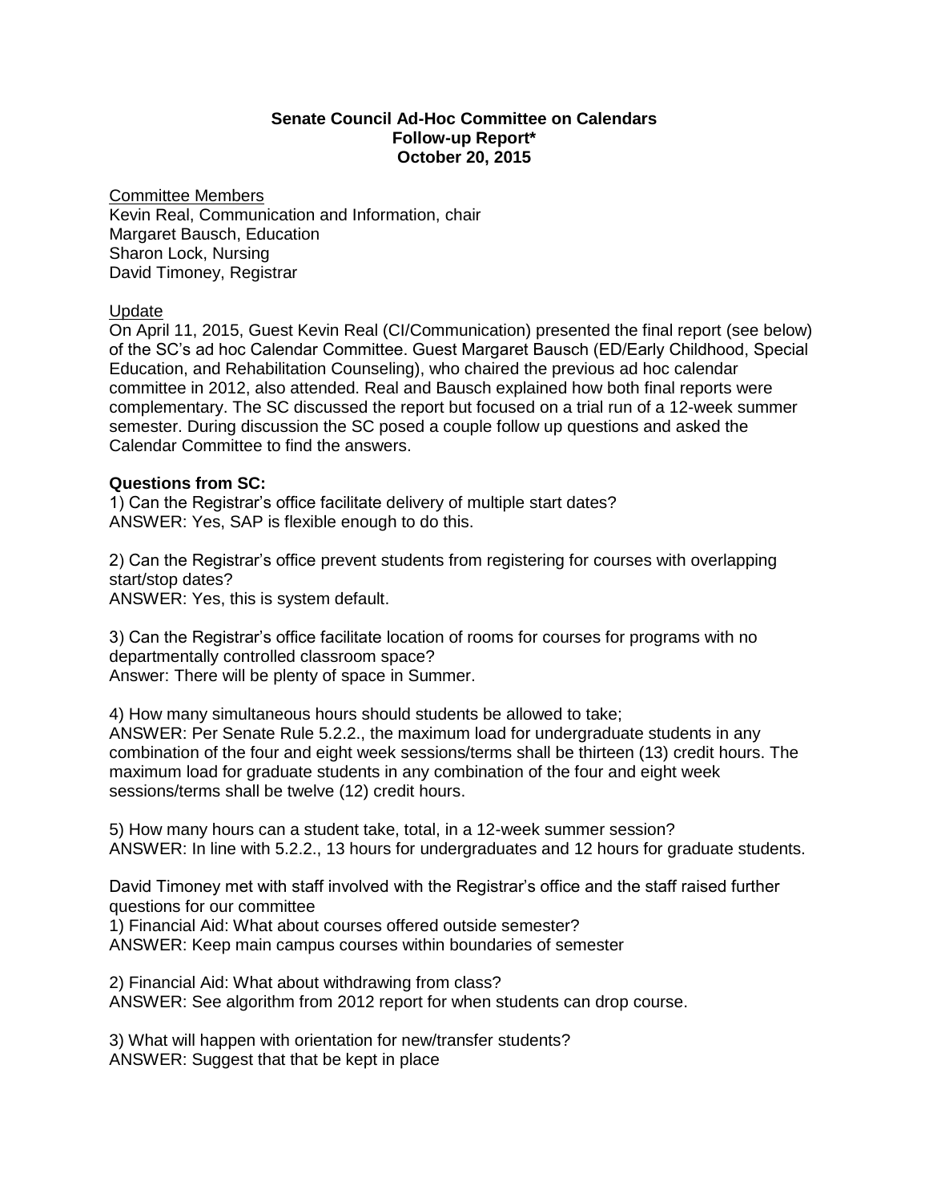# Senate Council Ad-Hoc Committee on Calendars
## Follow-up Report*
## October 20, 2015

Committee Members

Kevin Real, Communication and Information, chair
Margaret Bausch, Education
Sharon Lock, Nursing
David Timoney, Registrar

Update

On April 11, 2015, Guest Kevin Real (CI/Communication) presented the final report (see below) of the SC's ad hoc Calendar Committee. Guest Margaret Bausch (ED/Early Childhood, Special Education, and Rehabilitation Counseling), who chaired the previous ad hoc calendar committee in 2012, also attended. Real and Bausch explained how both final reports were complementary. The SC discussed the report but focused on a trial run of a 12-week summer semester. During discussion the SC posed a couple follow up questions and asked the Calendar Committee to find the answers.

**Questions from SC:**

1) Can the Registrar's office facilitate delivery of multiple start dates?
ANSWER: Yes, SAP is flexible enough to do this.

2) Can the Registrar's office prevent students from registering for courses with overlapping start/stop dates?
ANSWER: Yes, this is system default.

3) Can the Registrar's office facilitate location of rooms for courses for programs with no departmentally controlled classroom space?
Answer: There will be plenty of space in Summer.

4) How many simultaneous hours should students be allowed to take;
ANSWER: Per Senate Rule 5.2.2., the maximum load for undergraduate students in any combination of the four and eight week sessions/terms shall be thirteen (13) credit hours. The maximum load for graduate students in any combination of the four and eight week sessions/terms shall be twelve (12) credit hours.

5) How many hours can a student take, total, in a 12-week summer session?
ANSWER: In line with 5.2.2., 13 hours for undergraduates and 12 hours for graduate students.

David Timoney met with staff involved with the Registrar's office and the staff raised further questions for our committee

1) Financial Aid: What about courses offered outside semester?
ANSWER: Keep main campus courses within boundaries of semester

2) Financial Aid: What about withdrawing from class?
ANSWER: See algorithm from 2012 report for when students can drop course.

3) What will happen with orientation for new/transfer students?
ANSWER: Suggest that that be kept in place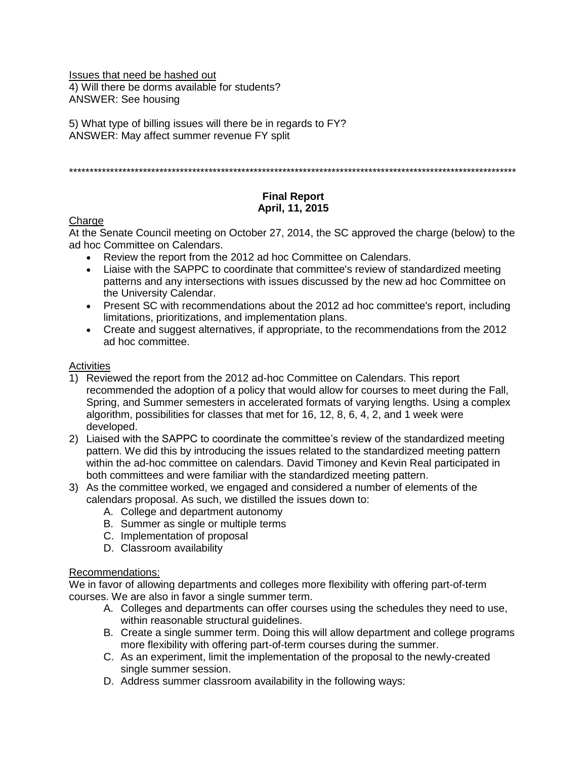<u>Issues that need be hashed out</u>
4) Will there be dorms available for students?
ANSWER: See housing

5) What type of billing issues will there be in regards to FY?
ANSWER: May affect summer revenue FY split

*************************************************************************************************************

**Final Report**
**April, 11, 2015**

<u>Charge</u>
At the Senate Council meeting on October 27, 2014, the SC approved the charge (below) to the ad hoc Committee on Calendars.

- Review the report from the 2012 ad hoc Committee on Calendars.
- Liaise with the SAPPC to coordinate that committee's review of standardized meeting patterns and any intersections with issues discussed by the new ad hoc Committee on the University Calendar.
- Present SC with recommendations about the 2012 ad hoc committee's report, including limitations, prioritizations, and implementation plans.
- Create and suggest alternatives, if appropriate, to the recommendations from the 2012 ad hoc committee.

<u>Activities</u>
1) Reviewed the report from the 2012 ad-hoc Committee on Calendars. This report recommended the adoption of a policy that would allow for courses to meet during the Fall, Spring, and Summer semesters in accelerated formats of varying lengths. Using a complex algorithm, possibilities for classes that met for 16, 12, 8, 6, 4, 2, and 1 week were developed.
2) Liaised with the SAPPC to coordinate the committee's review of the standardized meeting pattern. We did this by introducing the issues related to the standardized meeting pattern within the ad-hoc committee on calendars. David Timoney and Kevin Real participated in both committees and were familiar with the standardized meeting pattern.
3) As the committee worked, we engaged and considered a number of elements of the calendars proposal. As such, we distilled the issues down to:
    A. College and department autonomy
    B. Summer as single or multiple terms
    C. Implementation of proposal
    D. Classroom availability

<u>Recommendations:</u>
We in favor of allowing departments and colleges more flexibility with offering part-of-term courses. We are also in favor a single summer term.

A. Colleges and departments can offer courses using the schedules they need to use, within reasonable structural guidelines.
B. Create a single summer term. Doing this will allow department and college programs more flexibility with offering part-of-term courses during the summer.
C. As an experiment, limit the implementation of the proposal to the newly-created single summer session.
D. Address summer classroom availability in the following ways: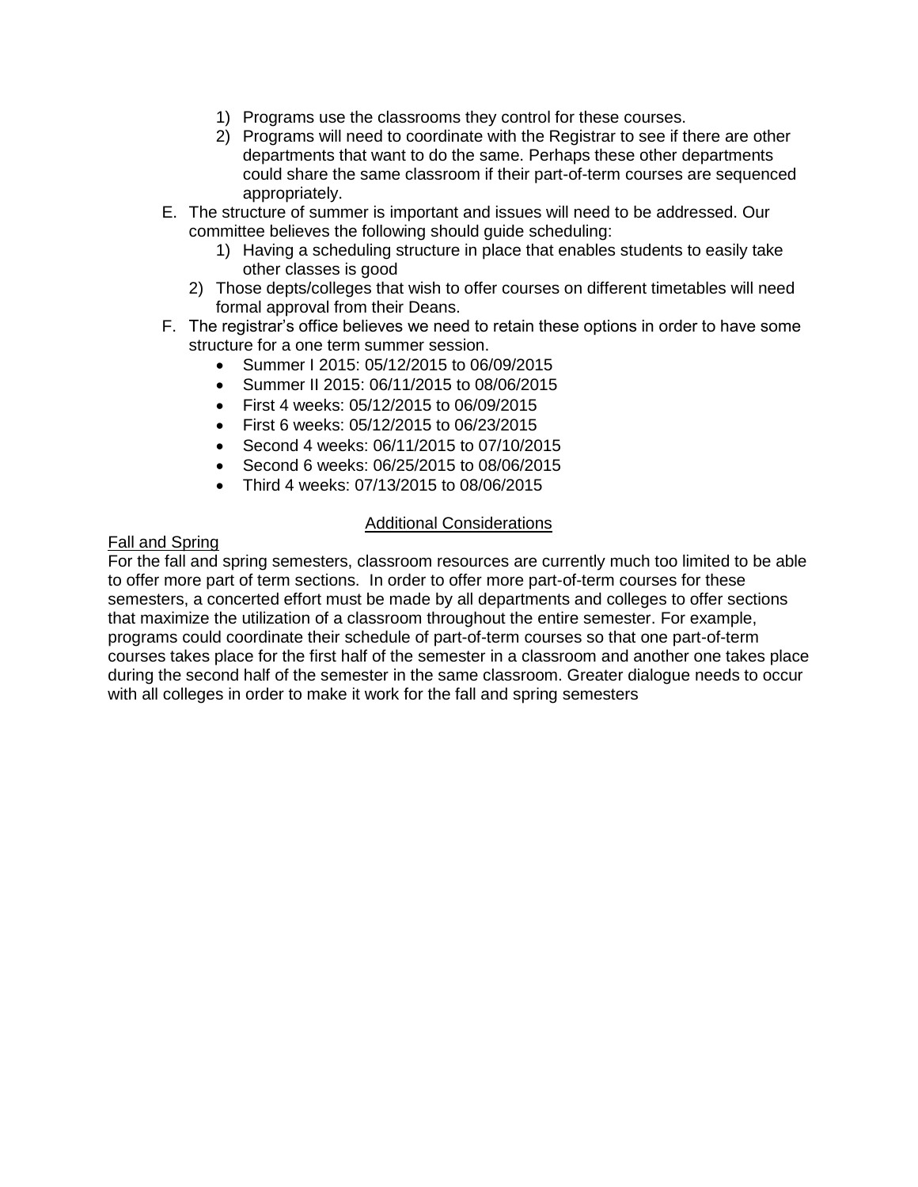1) Programs use the classrooms they control for these courses.
2) Programs will need to coordinate with the Registrar to see if there are other departments that want to do the same. Perhaps these other departments could share the same classroom if their part-of-term courses are sequenced appropriately.

E. The structure of summer is important and issues will need to be addressed. Our committee believes the following should guide scheduling:
   1) Having a scheduling structure in place that enables students to easily take other classes is good
   2) Those depts/colleges that wish to offer courses on different timetables will need formal approval from their Deans.

F. The registrar's office believes we need to retain these options in order to have some structure for a one term summer session.
   - Summer I 2015: 05/12/2015 to 06/09/2015
   - Summer II 2015: 06/11/2015 to 08/06/2015
   - First 4 weeks: 05/12/2015 to 06/09/2015
   - First 6 weeks: 05/12/2015 to 06/23/2015
   - Second 4 weeks: 06/11/2015 to 07/10/2015
   - Second 6 weeks: 06/25/2015 to 08/06/2015
   - Third 4 weeks: 07/13/2015 to 08/06/2015

## Additional Considerations

### Fall and Spring

For the fall and spring semesters, classroom resources are currently much too limited to be able to offer more part of term sections. In order to offer more part-of-term courses for these semesters, a concerted effort must be made by all departments and colleges to offer sections that maximize the utilization of a classroom throughout the entire semester. For example, programs could coordinate their schedule of part-of-term courses so that one part-of-term courses takes place for the first half of the semester in a classroom and another one takes place during the second half of the semester in the same classroom. Greater dialogue needs to occur with all colleges in order to make it work for the fall and spring semesters